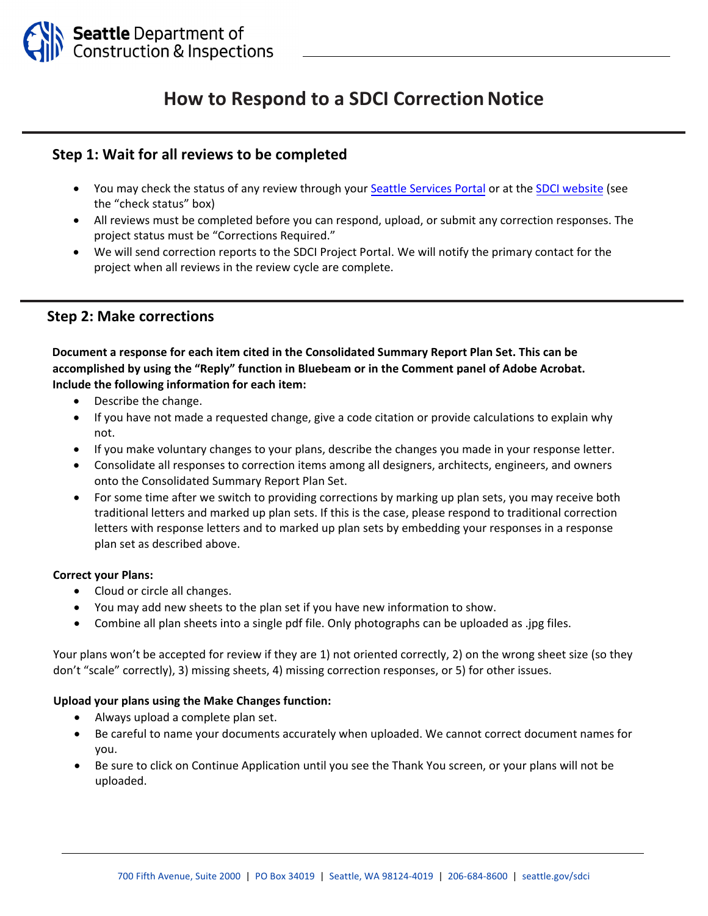# How to Respond to a SDCI Correction Notice

## Step 1: Wait for all reviews to be completed

- You may check the status of any review through your Seattle Services Portal or at the SDCI website (see the "check status" box)
- All reviews must be completed before you can respond, upload, or submit any correction responses. The project status must be "Corrections Required."
- We will send correction reports to the SDCI Project Portal. We will notify the primary contact for the project when all reviews in the review cycle are complete.

## Step 2: Make corrections

**Document a response for each item cited in the Consolidated Summary Report Plan Set. This can be accomplished by using the "Reply" function in Bluebeam or in the Comment panel of Adobe Acrobat. Include the following information for each item:**

- Describe the change.
- If you have not made a requested change, give a code citation or provide calculations to explain why not.
- If you make voluntary changes to your plans, describe the changes you made in your response letter.
- Consolidate all responses to correction items among all designers, architects, engineers, and owners onto the Consolidated Summary Report Plan Set.
- For some time after we switch to providing corrections by marking up plan sets, you may receive both traditional letters and marked up plan sets. If this is the case, please respond to traditional correction letters with response letters and to marked up plan sets by embedding your responses in a response plan set as described above.

**Correct your Plans:**

- Cloud or circle all changes.
- You may add new sheets to the plan set if you have new information to show.
- Combine all plan sheets into a single pdf file. Only photographs can be uploaded as .jpg files.

Your plans won't be accepted for review if they are 1) not oriented correctly, 2) on the wrong sheet size (so they don't "scale" correctly), 3) missing sheets, 4) missing correction responses, or 5) for other issues.

**Upload your plans using the Make Changes function:**

- Always upload a complete plan set.
- Be careful to name your documents accurately when uploaded. We cannot correct document names for you.
- Be sure to click on Continue Application until you see the Thank You screen, or your plans will not be uploaded.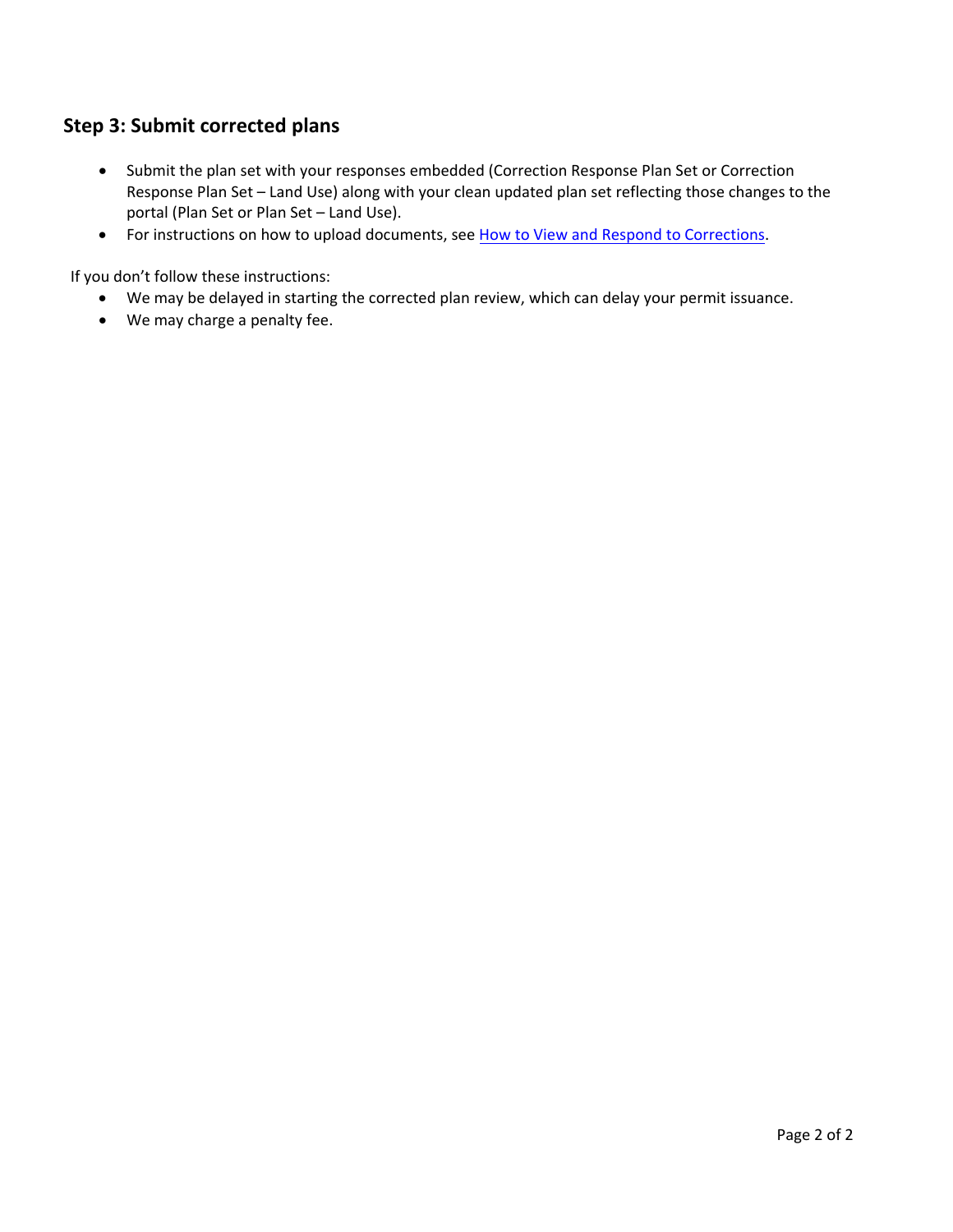## Step 3: Submit corrected plans

- Submit the plan set with your responses embedded (Correction Response Plan Set or Correction Response Plan Set – Land Use) along with your clean updated plan set reflecting those changes to the portal (Plan Set or Plan Set – Land Use).
- For instructions on how to upload documents, see How to View and Respond to Corrections.

If you don't follow these instructions:

- We may be delayed in starting the corrected plan review, which can delay your permit issuance.
- We may charge a penalty fee.